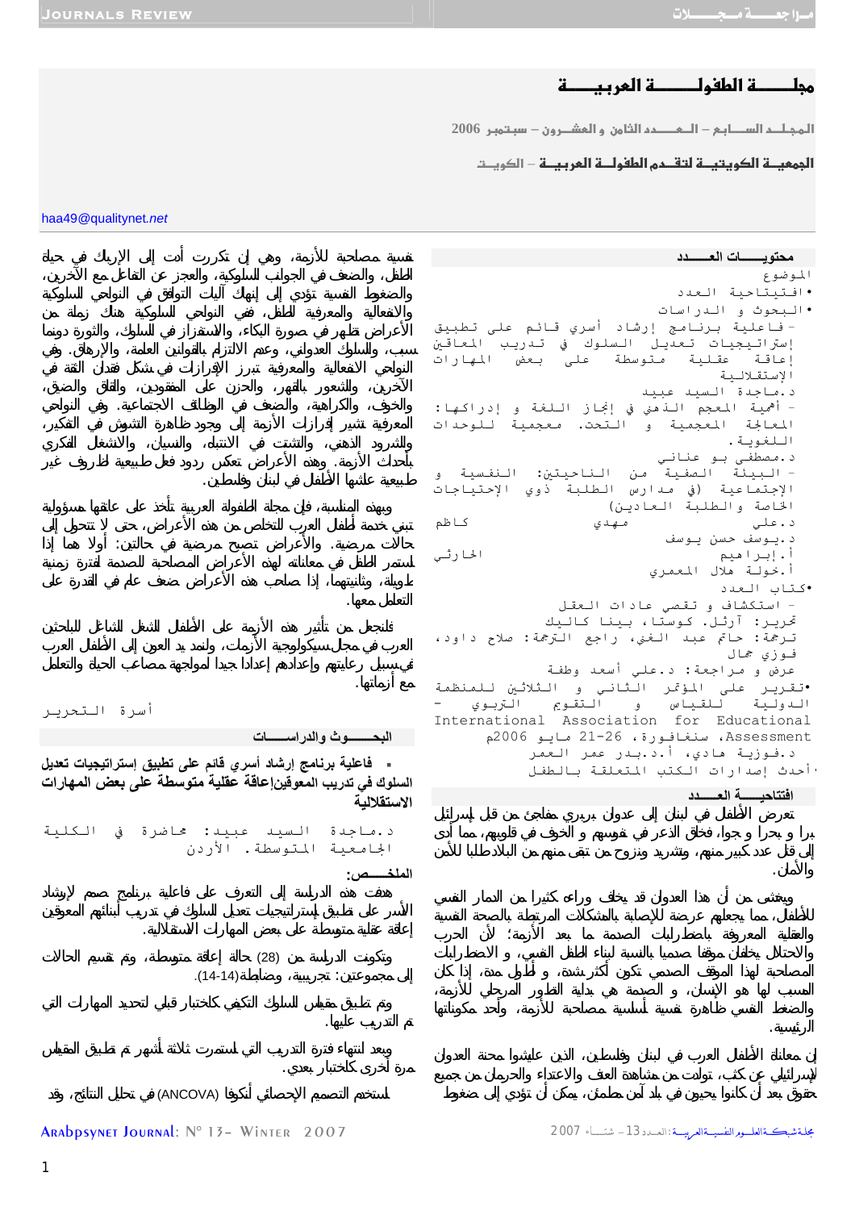# مجلـــــة الطفولـــــة العربيـــــة

المجلـــد الســـابع – العـــــدد الثامن و العشــرون – سبتـمبر 2006

الجمعيــة الكويتيــة لتقــدم الطفولــة العربيــة – الكويــت

haa49@qualitynet.net

## محتويـــــات العــــدد

الموضوع

- افتتاحية العدد
- البحوث و الدراسات
  - فاعلية برنامج إرشاد أسري قائم على تطبيق إستراتيجيات تعديل السلوك في تدريب المعاقين إعاقة عقلية متوسطة على بعض المهارات الإستقلالية
  
    د.ماجدة السيد عبيد
  - أهمية المعجم الذهني في إنجاز و إدراكها: المعالجة المعجمية و التحت. معجمية للوحدات اللغوية.
  
    د.مصطفى بو عناني
  - البيئة الصفية من الناحيتين: النفسية و الإجتماعية (في) مدارس الطلبة ذوي الإحتياجات الخاصة والطلبة العادين)
  
    د.علي مهدي كاظم
    
    د.يوسف حسن يوسف
    
    أ.إبراهيم الحارثي
    
    أ.خولة هلال المعمري
- كتاب العدد
  - استكشاف و تقصي عادات العقل
  
    تحرير: آرثل. كوستا، بينا كاليك
    
    ترجمة: حاتم عبد الغني، راجع الترجمة: صلاح داود، فوزي جمال
    
    عرض و مراجعة: د.علي أسعد وطفة
- تقرير على المؤتمر الثاني و الثلاثين للمنظمة الدولية للقياس و التقويم التربوي - International Association for Educational Assessment، سنغافورة، 21-26 مايو 2006م
  
  د.فوزية هادي، أ.د.بدر عمر العمر
- أحدث إصدارات الكتب المتعلقة بالطفل

## افتتاحيــة العــــدد

تعرض الأطفال في لبنان إلى عدوان بربري مفاجئ من قبل إسرائيل برا و بحرا و جوا، فخلق الذعر في نفوسهم و الخوف في قلوبهم، مما أدى إلى قتل عدد كبير منهم، وتشريد ونزوح من تبقى منهم من البلادطالبا للأمن والأمان.

ويخشى من أن هذا العدوان قد يخلف وراءه كثيرا من الدمار النفسي للأطفال، مما يجعلهم عرضة للإصابة بالمشكلات المرتبطة بالصحة النفسية والعقلية المعروفة باضطرابات الصدمة ما بعد الأزمة؛ لأن الحرب والاحتلال تشكلان موقفا صدميا بالنسبة لبناء الطفل النفسي، و الاضطرابات المصاحبة لهذا الموقف الصدمي تكون أكثر شدة، و أطول مدة، إذا كان السبب لها هو الإنسان، و الصدمة هي بداية الطور المرحلي للأزمة، والضغط النفسي ظاهرة نفسية أساسية مصاحبة للأزمة، وأحد مكوناتها الرئيسية.

إن معاناة الأطفال العرب في لبنان وفلسطين، الذين عايشوا محنة العدوان الإسرائيلي عن كثب، تولدت من مشاهدة العنف والاعتداء والحرمان من جميع حقوق بعد أن كانوا يحيون في بلد آمن مطمئن، يمكن أن تؤدي إلى ضغوط نفسية مصاحبة للأزمة، وهي إن تكررت أدت إلى الإرباك في حياة الطفل، والضعف في الجوانب السلوكية، والعجز عن التفاعل مع الآخرين، والضغوط النفسية تؤدي إلى إنهاك آليات التوافق في النواحي السلوكية والانفعالية والمعرفية للطفل، ففي النواحي السلوكية هناك زملة من الأعراض تظهر في صورة البكاء، والاستفزاز في السلوك، والثورة دونما سبب، والسلوك العدواني، وعدم الالتزام بالقوانين العامة، والإرهاق. وفي النواحي الانفعالية والمعرفية تبرز الإرازات في شكل فقدان الثقة في الآخرين، والشعور بالقهر، والحزن على المفقودين، والقلق والضيق، والخوف، والكراهية، والضعف في الوظائف الاجتماعية. وفي النواحي المعرفية تشير إفرازات الأزمة إلى وجود ظاهرة التشوش في التفكير، والشرود الذهني، والتشتت في الانتباه، والنسيان، والانشغال الفكري بأحداث الأزمة. وهذه الأعراض تعكس ردود فعل طبيعية لظروف غير طبيعية عاشها الأطفال في لبنان وفلسطين.

وبهذه المناسبة، فإن مجلة الطفولة العربية تأخذ على عاتقها مسؤولية تبني خدمة أطفال العرب للتخلص من هذه الأعراض، حتى لا تتحول إلى حالات مرضية. والأعراض تصبح مرضية في حالتين: أولا هما إذا استمر الطفل في معاناته لهذه الأعراض المصاحبة للصدمة لفترة زمنية طويلة، وثانيتهما، إذا صاحب هذه الأعراض ضعف عام في القدرة على التعامل معها.

فلنجعل من تأثير هذه الأزمة على الأطفال الشغل الشاغل للباحثين العرب في مجال سيكولوجية الأزمات، ولنمد يد العون إلى الأطفال العرب في سبيل رعايتهم وإعدادهم إعدادا جيدا لمواجهة مصاعب الحياة والتعامل مع أزماتها.

أسرة التحرير

## البحـــوث والدراســـات

- فاعلية برنامج إرشاد أسري قائم على تطبيق إستراتيجيات تعديل السلوك في تدريب المعوقين إعاقة عقلية متوسطة على بعض المهارات الاستقلالية

د.ماجدة السيد عبيد: محاضرة في الكلية الجامعية المتوسطة. الأردن

### الملخــص:

هدفت هذه الدراسة إلى التعرف على فاعلية برنامج صمم لإرشاد الأسر على تطبيق إستراتيجيات تعديل السلوك في تدريب أبنائهم المعوقين إعاقة عقلية متوسطة على بعض المهارات الاستقلالية.

وتكونت الدراسة من (28) حالة إعاقة متوسطة، وتم تقسيم الحالات إلى مجموعتين: تجريبية، وضابطة(14-14).

وتم تطبيق مقياس السلوك التكيفي كاختبار قبلي لتحديد المهارات التي تم التدريب عليها.

وبعد انتهاء فترة التدريب التي استمرت ثلاثة أشهر تم تطبيق المقياس مرة أخرى كاختبار بعدي.

استخدم التصميم الإحصائي أنكوفا (ANCOVA) في تحليل النتائج، وقد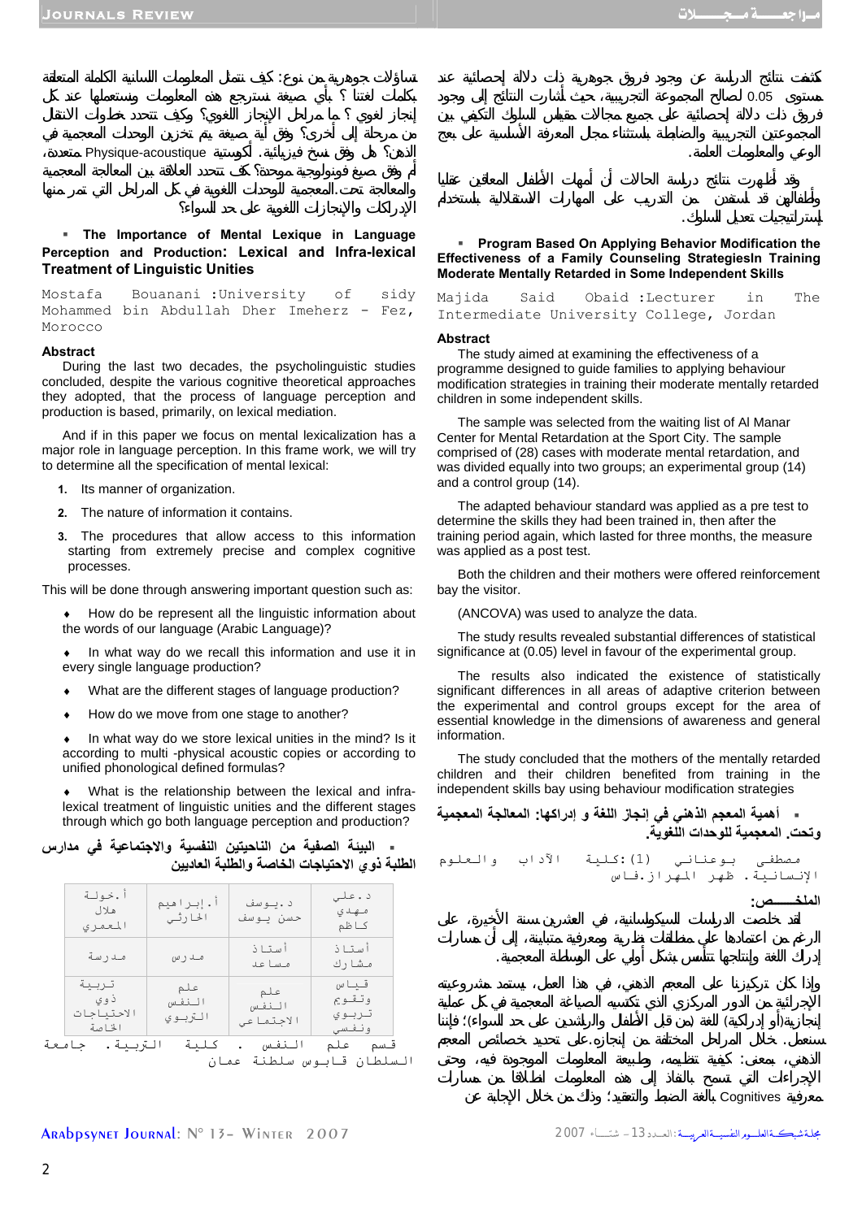كشفت نتائج الدراسة عن وجود فروق جوهرية ذات دلالة إحصائية عند مستوى 0.05 لصالح المجموعة التجريبية، حيث أشارت النتائج إلى وجود فروق ذات دلالة إحصائية على جميع مجالات مقياس السلوك التكيفي بين المجموعتين التجريبية والضابطة باستثناء مجال المعرفة الأساسية على بعج الوعي والمعلومات العامة.

وقد أظهرت نتائج دراسة الحالات أن أمهات الأطفال المعاقين عقليا وأطفالهن قد إستفدن من التدريب على المهارات الاستقلالية باستخدام إستراتيجيات تعديل السلوك.

- **Program Based On Applying Behavior Modification the Effectiveness of a Family Counseling StrategiesIn Training Moderate Mentally Retarded in Some Independent Skills**

Majida Said Obaid :Lecturer in The Intermediate University College, Jordan

**Abstract**

The study aimed at examining the effectiveness of a programme designed to guide families to applying behaviour modification strategies in training their moderate mentally retarded children in some independent skills.

The sample was selected from the waiting list of Al Manar Center for Mental Retardation at the Sport City. The sample comprised of (28) cases with moderate mental retardation, and was divided equally into two groups; an experimental group (14) and a control group (14).

The adapted behaviour standard was applied as a pre test to determine the skills they had been trained in, then after the training period again, which lasted for three months, the measure was applied as a post test.

Both the children and their mothers were offered reinforcement bay the visitor.

(ANCOVA) was used to analyze the data.

The study results revealed substantial differences of statistical significance at (0.05) level in favour of the experimental group.

The results also indicated the existence of statistically significant differences in all areas of adaptive criterion between the experimental and control groups except for the area of essential knowledge in the dimensions of awareness and general information.

The study concluded that the mothers of the mentally retarded children and their children benefited from training in the independent skills bay using behaviour modification strategies

- **أهمية المعجم الذهني في إنجاز اللغة و إدراكها: المعالجة المعجمية وتحت. المعجمية للوحدات اللغوية.**

مصطفى بوعناني (1):كلية الآداب والعلوم الإنسانية. ظهر المهراز.فاس

**الملخـــــص:**

لقد خلصت الدراسات السيكولسانية، في العشرين سنة الأخيرة، على الرغم من اعتمادها على منطلقات نظرية ومعرفية متباينة، إلى أن مسارات إدراك اللغة وإنتاجها تتأسس بشكل أولي على الوساطة المعجمية.

وإذا كان تركيزنا على المعجم الذهني، في هذا العمل، يستمد مشروعيته الإجرائية من الدور المركزي الذي تكتسيه الصياغة المعجمية في كل عملية إنجازية(أو إدراكية) للغة (من قبل الأطفال والراشدين على حد السواء)؛ فإننا سنعمل. خلال المراحل المختلفة من إنجازه.على تحديد خصائص المعجم الذهني، بمعنى: كيفية تنظيمه، وطبيعة المعلومات الموجودة فيه، وحتى الإجراءات التي تسمح بالنفاذ إلى هذه المعلومات انطلاقا من مسارات معرفية Cognitives بالغة الضبط والتعقيد؛ وذلك من خلال الإجابة عن تساؤلات جوهرية من نوع: كيف نتمثل المعلومات اللسانية الكاملة المتعلقة بكلمات لغتنا ؟ بأي صيغة نسترجع هذه المعلومات ونستعملها عند كل إنجاز لغوي ؟ ما مراحل الإنجاز اللغوي؟ وكيف تتحدد خطوات الانتقال من مرحلة إلى أخرى؟ وفق أية صيغة يتم تخزين الوحدات المعجمية في الذهن؟ هل وفق نسخ فيزيائية. أكوستية Physique-acoustique متعددة، أم وفق صيغ فونولوجية موحدة؟ كيف تتحدد العلاقة بين المعالجة المعجمية والمعالجة تحت.المعجمية للوحدات اللغوية في كل المراحل التي تمر منها الإدراكات والإنجازات اللغوية على حد السواء؟

- **The Importance of Mental Lexique in Language Perception and Production: Lexical and Infra-lexical Treatment of Linguistic Unities**

Mostafa Bouanani :University of sidy Mohammed bin Abdullah Dher Imeherz - Fez, Morocco

**Abstract**

During the last two decades, the psycholinguistic studies concluded, despite the various cognitive theoretical approaches they adopted, that the process of language perception and production is based, primarily, on lexical mediation.

And if in this paper we focus on mental lexicalization has a major role in language perception. In this frame work, we will try to determine all the specification of mental lexical:

1. Its manner of organization.
2. The nature of information it contains.
3. The procedures that allow access to this information starting from extremely precise and complex cognitive processes.

This will be done through answering important question such as:

- How do be represent all the linguistic information about the words of our language (Arabic Language)?
- In what way do we recall this information and use it in every single language production?
- What are the different stages of language production?
- How do we move from one stage to another?
- In what way do we store lexical unities in the mind? Is it according to multi -physical acoustic copies or according to unified phonological defined formulas?
- What is the relationship between the lexical and infra-lexical treatment of linguistic unities and the different stages through which go both language perception and production?

- **البيئة الصفية من الناحيتين النفسية والاجتماعية في مدارس الطلبة ذوي الاحتياجات الخاصة والطلبة العاديين**

| د.علي مهدي كاظم | د.يوسف حسن يوسف | أ.إبراهيم الحارثي | أ.خولة هلال المعمري |
|---|---|---|---|
| أستاذ مشارك | أستاذ مساعد | مدرس | مدرسة |
| قياس وتقويم تربوي ونفسي | علم النفس الاجتماعي | علم النفس التربوي | تربية ذوي الاحتياجات الخاصة |

قسم علم النفس . كلية التربية . جامعة السلطان قابوس سلطنة عمان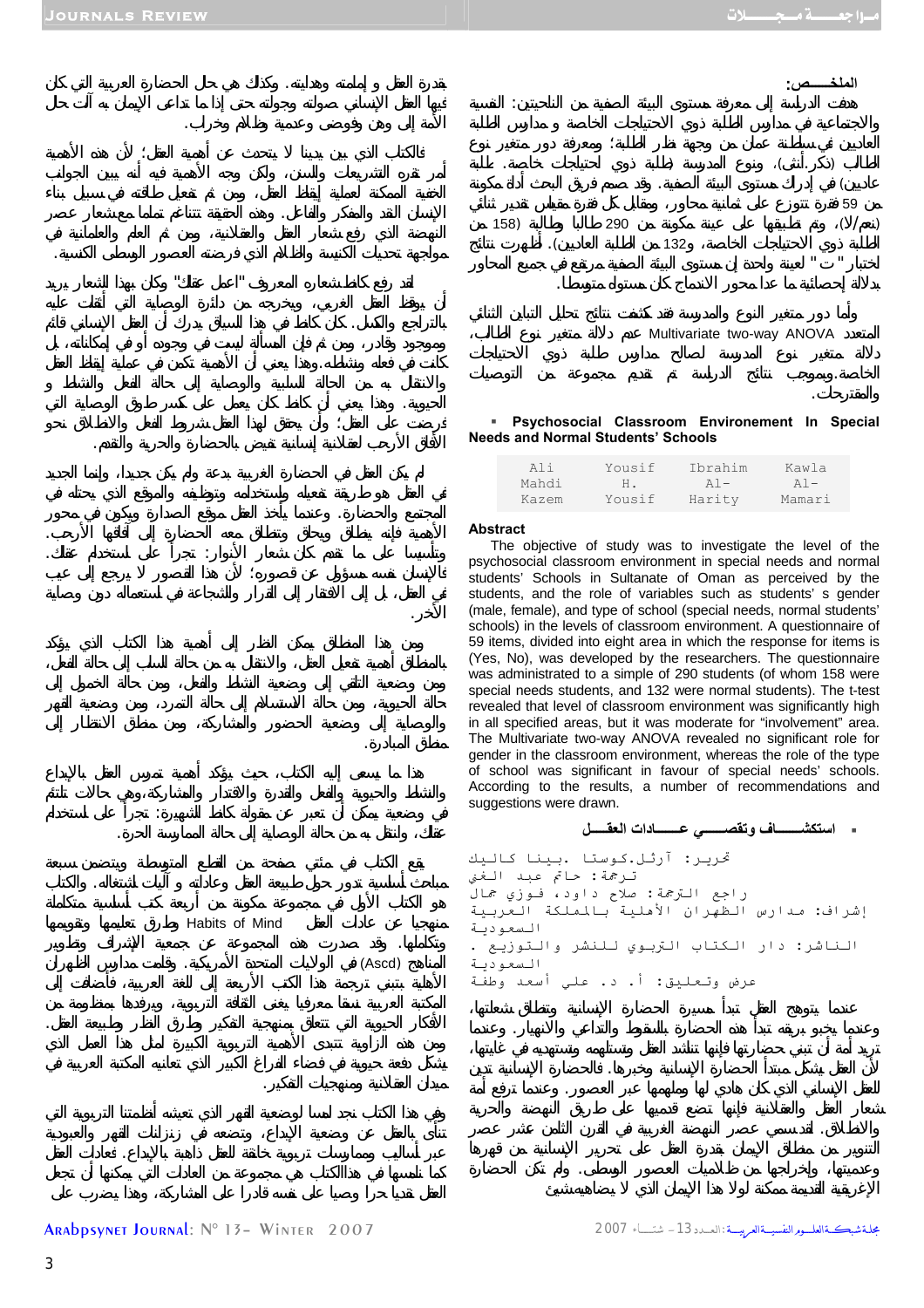**الملخــــص:**

هدفت الدراسة إلى معرفة مستوى البيئة الصفية من الناحيتين: النفسية والاجتماعية في مدارس الطلبة ذوي الاحتياجات الخاصة و مدارس الطلبة العاديين في سلطنة عمان من وجهة نظر الطلبة؛ ومعرفة دور متغير نوع الطالب (ذكر/أنثى)، ونوع المدرسة (طلبة ذوي احتياجات خاصة. طلبة عاديين) في إدراك مستوى البيئة الصفية. وقد صمم فريق البحث أداة مكونة من 59 فقرة تتوزع على ثمانية محاور، ويقابل كل فقرة مقياس تقدير ثنائي (نعم/لا)، وتم تطبيقها على عينة مكونة من 290 طالبا وطالبة (158 من الطلبة ذوي الاحتياجات الخاصة، و132 من الطلبة العاديين). أظهرت نتائج اختبار "ت" لعينة واحدة إن مستوى البيئة الصفية مرتفع في جميع المحاور بدلالة إحصائية ما عدا محور الاندماج كان مستواه متوسطا.

وأما دور متغير النوع والمدرسة فقد كشفت نتائج تحليل التباين الثنائي المتعدد Multivariate two-way ANOVA عدم دلالة متغير نوع الطالب، دلالة متغير نوع المدرسة لصالح مدارس طلبة ذوي الاحتياجات الخاصة. وبموجب نتائج الدراسة تم تقديم مجموعة من التوصيات والمقترحات.

- **Psychosocial Classroom Environement In Special Needs and Normal Students' Schools**

| Ali Mahdi Kazem | Yousif H. Yousif | Ibrahim Al-Harity | Kawla Al-Mamari |
|---|---|---|---|

**Abstract**

The objective of study was to investigate the level of the psychosocial classroom environment in special needs and normal students' Schools in Sultanate of Oman as perceived by the students, and the role of variables such as students' s gender (male, female), and type of school (special needs, normal students' schools) in the levels of classroom environment. A questionnaire of 59 items, divided into eight area in which the response for items is (Yes, No), was developed by the researchers. The questionnaire was administrated to a simple of 290 students (of whom 158 were special needs students, and 132 were normal students). The t-test revealed that level of classroom environment was significantly high in all specified areas, but it was moderate for "involvement" area. The Multivariate two-way ANOVA revealed no significant role for gender in the classroom environment, whereas the role of the type of school was significant in favour of special needes' schools. According to the results, a number of recommendations and suggestions were drawn.

- **استكشـــــاف وتقصـــــي عــــــادات العقـــل**

تحرير: آرثل.كوستا .بينا كاليك
ترجمة: حاتم عبد الغني
راجع الترجمة: صلاح داود، فوزي جمال
إشراف: مدارس الظهران الأهلية بالمملكة العربية السعودية
الناشر: دار الكتاب التربوي للنشر والتوزيع . السعودية
عرض وتعليق: أ. د. علي أسعد وطفة

عندما يتوهج العقل تبدأ مسيرة الحضارة الإنسانية وتنطلق شعلتها، وعندما يخبو بريقه تبدأ هذه الحضارة بالسقوط والتداعي والانهيار. وعندما تريد أمة أن تبني حضارتها فإنها تنشد العقل وتستلهمه وتستهديه في غايتها، لأن العقل يشكل مبتدأ الحضارة الإنسانية وخبرها. فالحضارة الإنسانية تدين للعقل الإنساني الذي كان هادي لها وملهمها عبر العصور. وعندما ترفع أمة شعار العقل والعقلانية فإنها تضع قدميها على طريق النهضة والحرية والانطلاق. لقد سمي عصر النهضة الغربية في القرن الثامن عشر عصر التنوير من منطلق الإيمان بقدرة العقل على تحرير الإنسانية من قهرها وعدميتها، وإخراجها من ظلاميات العصور الوسطى. ولم تكن الحضارة الإغريقية القديمة ممكنة لولا هذا الإيمان الذي لا يضاهيه شيئ بقدرة العقل و إمامته وهدايته. وكذلك هي حال الحضارة العربية التي كان فيها العقل الإنساني صولته وجولته حتى إذا ما تداعى الإيمان به آلت حال الأمة إلى وهن وفوضى وعدمية وظلام وخراب.

فالكتاب الذي بين يدينا لا يتحدث عن أهمية العقل؛ لأن هذه الأهمية أمر تقره التشريعات والسنن، ولكن وجه الأهمية فيه أنه يبين الجوانب الخفية الممكنة لعملية إيقاظ العقل، ومن ثم تفعيل طاقته في سبيل بناء الإنسان الناقد والمفكر والفاعل. وهذه الحقيقة تتناغم تماما مع شعار عصر النهضة الذي رفع شعار العقل والعقلانية، ومن ثم العلم والعلمانية في مواجهة تحديات الكنيسة والظلام الذي فرضته العصور الوسطى الكنسية.

لقد رفع كانط شعاره المعروف "اعمل عقلك" وكان بهذا الشعار يريد أن يوقظ العقل الغربي، ويخرجه من دائرة الوصاية التي أثقلت عليه بالتراجع والكسل. كان كانط في هذا السياق يدرك أن العقل الإنساني قائم وموجود وقادر، ومن ثم فإن المسألة ليست في وجوده أو في إمكاناته، بل كانت في فعله ونشاطه. وهذا يعني أن الأهمية تكمن في عملية إيقاظ العقل والانتقال به من الحالة السلبية والوصاية إلى حالة الفعل والنشاط و الحيوية. وهذا يعني أن كانط كان يعمل على كسر طوق الوصاية التي فرضت على العقل؛ وأن يحقق لهذا العقل شروط الفعل والانطلاق نحو الآفاق الأرحب لعقلانية إنسانية تنهض بالحضارة والحرية والتقدم.

لم يكن العقل في الحضارة الغربية بدعة ولم يكن جديدا، وإنما الجديد في العقل هو طريقة تفعيله واستخدامه وتوظيفه والموقع الذي يحتله في المجتمع والحضارة. وعندما يأخذ العقل موقع الصدارة ويكون في محور الأهمية فإنه ينطلق ويحلق وتنطلق معه الحضارة إلى آفاقها الأرحب. وتأسيسا على ما تقدم كان شعار الأنوار: تجرأ على استخدام عقلك. فالإنسان نفسه مسؤول عن قصوره؛ لأن هذا القصور لا يرجع إلى عيب في العقل، بل إلى الافتقار إلى القرار والشجاعة في استعماله دون وصاية الآخر.

ومن هذا المنطلق يمكن النظر إلى أهمية هذا الكتاب الذي يؤكد بالمنطلق أهمية تفعيل العقل، والانتقال به من حالة السلب إلى حالة الفعل، ومن وضعية التلقي إلى وضعية النشاط والفعل، ومن حالة الخمول إلى حالة الحيوية، ومن حالة الاستسلام إلى حالة التمرد، ومن وضعية التقهر والوصاية إلى وضعية الحضور والمشاركة، ومن منطق الانتظار إلى منطق المبادرة.

هذا ما يسعى إليه الكتاب، حيث يؤكد أهمية تمرس العقل بالإبداع والنشاط والحيوية والفعل والقدرة والاقتدار والمشاركة، وهي حالات تلتئم في وضعية يمكن أن تعبر عن مقولة كانط الشهيرة: تجرأ على استخدام عقلك، وانتقل به من حالة الوصاية إلى حالة الممارسة الحرة.

يقع الكتاب في مئتي صفحة من القطع المتوسطة ويتضمن سبعة مباحث أساسية تدور حول طبيعة العقل وعاداته و آليات اشتغاله. والكتاب هو الكتاب الأول في مجموعة مكونة من أربعة كتب أساسية متكاملة منهجيا عن عادات العقل Habits of Mind وطرق تعليمها وتقويمها وتكاملها. وقد صدرت هذه المجموعة عن جمعية الإشراف وتطوير المناهج (Ascd) في الولايات المتحدة الأمريكية. وقامت مدارس الظهران الأهلية بتبني ترجمة هذا الكتب الأربعة إلى اللغة العربية، وأضافت إلى المكتبة العربية نسقا معرفيا يغنى الثقافة التربوية، ويرفدها بمنظومة من الأفكار الحيوية التي تتعلق بمنهجية التفكير وطرق النظر وطبيعة العقل. ومن هذه الزاوية تتبدى الأهمية التربوية الكبيرة لمثل هذا العمل الذي يشكل دفعة حيوية في فضاء الفراغ الكبير الذي تعانيه المكتبة العربية في ميدان العقلانية ومنهجيات التفكير.

وفي هذا الكتاب نجد لمسا لوضعية القهر التربوية الذي تعيشه أنظمتنا التربوية التي تنأى بالعقل عن وضعية الإبداع، وتضعه في زنزانات القهر والعبودية عبر أساليب وممارسات تربوية خانقة للعقل ذاهبة بالإبداع. فعادات العقل كما نلمسها في هذاالكتاب هي مجموعة من العادات التي يمكنها أن تجعل العقل نقديا حرا وصيا على نفسه قادرا على المشاركة، وهذا يضرب على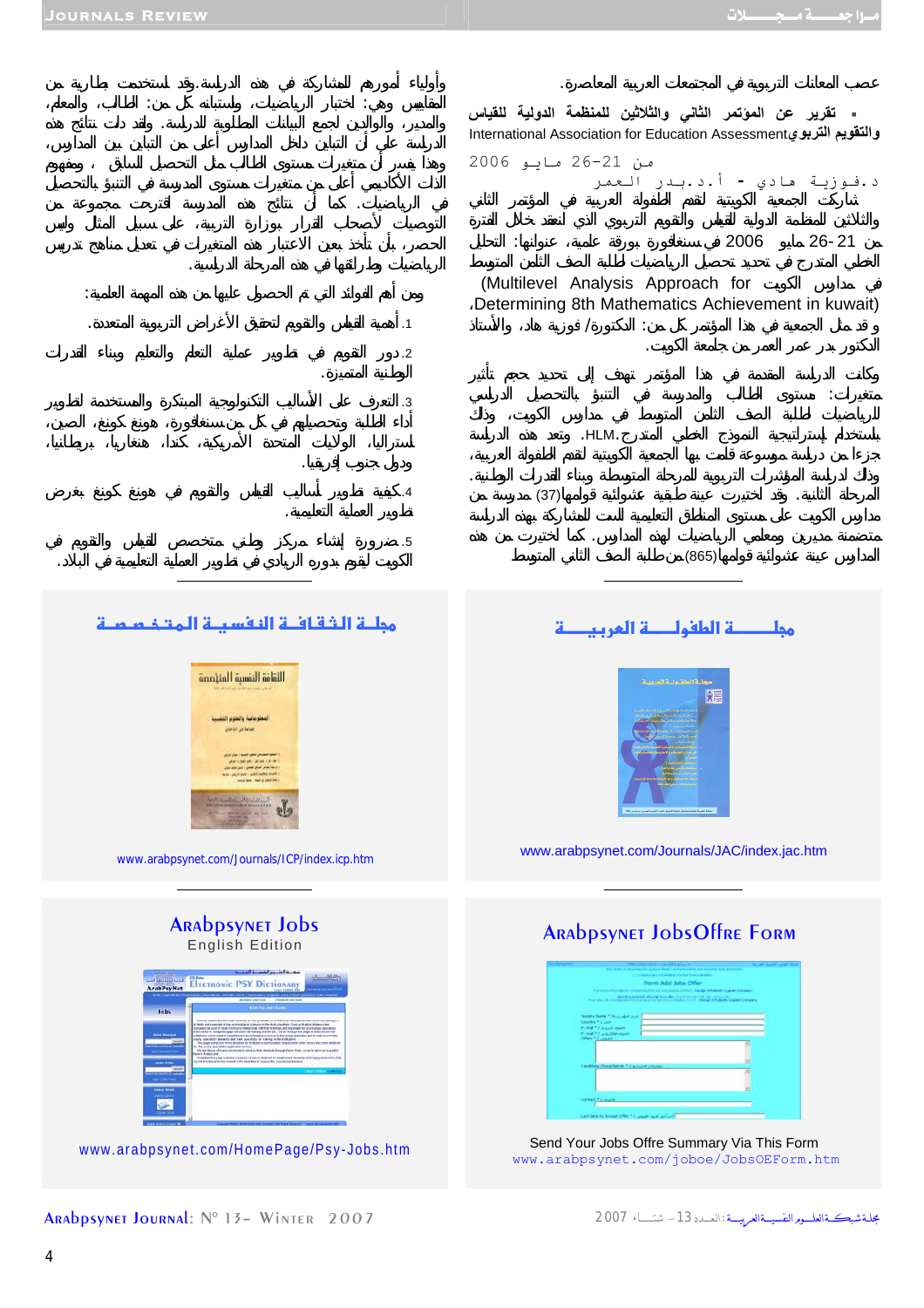عصب المعاني التربوية في المجتمعات العربية المعاصرة.

▪ تقرير عن المؤتمر الثاني والثلاثين للمنظمة الدولية للقياس والتقويم التربوي International Association for Education Assessment

من 21-26 مايو 2006

د.فوزية هادي - أ.د.بدر العمر

شاركت الجمعية الكويتية لتقدم الطفولة العربية في المؤتمر الثاني والثلاثين للمنظمة الدولية للقياس والتقويم التربوي الذي انعقد خلال الفترة من 21-26 مايو 2006 في سنغافورة بورقة علمية، عنوانها: التحليل الخطي المتدرج في تحديد تحصيل الرياضيات لطلبة الصف الثامن المتوسط في مدارس الكويت (Multilevel Analysis Approach for Determining 8th Mathematics Achievement in kuwait)، وقد مثل الجمعية في هذا المؤتمر كل من: الدكتورة/ فوزية هاد، والأستاذ الدكتور بدر عمر العمر من جامعة الكويت.

وكانت الدراسة المقدمة في هذا المؤتمر تهدف إلى تحديد حجم تأثير متغيرات: مستوى الطالب والمدرسة في التنبؤ بالتحصيل الدراسي للرياضيات لطلبة الصف الثامن المتوسط في مدارس الكويت، وذلك باستخدام إستراتيجية النموذج الخطي المتدرج HLM. وتعد هذه الدراسة جزءاً من دراسة موسوعة قامت بها الجمعية الكويتية لتقدم الطفولة العربية، وذلك لدراسة المؤشرات التربوية للمرحلة المتوسطة وبناء القدرات الوطنية. المرحلة الثانية. وقد اختيرت عينة عشوائية طبقية قوامها(37) مدرسة من مدارس الكويت على مستوى المناطق التعليمية للمشاركة بهذه الدراسة متضمنة مديرين ومعلمي الرياضيات لهذه المدارس. كما اختيرت من هذه المدارس عينة عشوائية قوامها(865) من طلبة الصف الثاني المتوسط وأولياء أمورهم للمشاركة في هذه الدراسة. وقد استخدمت بطارية من المقاييس وهي: اختبار الرياضيات، واستبانة لكل من: الطالب، والمعلم، والمدير، والوالدين لجمع البيانات المطلوبة للدراسة. ولقد دلت نتائج هذه الدراسة على أن التباين داخل المدارس أعلى من التباين بين المدارس، وهذا يفسر أن متغيرات مستوى الطالب مثل التحصيل السابق ، ومفهوم الذات الأكاديمي أعلى من متغيرات مستوى المدرسة في التنبؤ بالتحصيل في الرياضيات. كما أن نتائج هذه المدرسة اقترحت مجموعة من التوصيات لأصحاب القرار بوزارة التربية، على سبيل المثال وليس الحصر، بأن تأخذ بعين الاعتبار هذه المتغيرات في تعديل مناهج تدريس الرياضيات وطرائقها في هذه المرحلة الدراسية.

ومن أهم الفوائد التي تم الحصول عليها من هذه المهمة العلمية:

1. أهمية القياس والتقويم لتحقيق الأغراض التربوية المتعددة.
2. دور التقويم في تطوير عملية التعلم والتعليم وبناء القدرات الوطنية المتميزة.
3. التعرف على الأساليب التكنولوجية المبتكرة والمستخدمة لتطوير أداء الطلبة وتحصيلهم في كل من سنغافورة، هونغ كونغ، الصين، الولايات المتحدة الأمريكية، كندا، هنغاريا، بريطانيا، استراليا، ودول جنوب إفريقيا.
4. كيفية تطوير أساليب القياس والتقويم في هونغ كونغ بغرض تطوير العملية التعليمية.
5. ضرورة إنشاء مركز وطني متخصص للقياس والتقويم في الكويت ليقوم بدوره الريادي في تطوير العملية التعليمية في البلاد.

## مجلة الطفولة العربية

www.arabpsynet.com/Journals/JAC/index.jac.htm

## مجلة الثقافة النفسية المتخصصة

www.arabpsynet.com/Journals/ICP/index.icp.htm

## Arabpsynet JobsOffre Form

Send Your Jobs Offre Summary Via This Form

www.arabpsynet.com/joboe/JobsOEForm.htm

## Arabpsynet Jobs

English Edition

www.arabpsynet.com/HomePage/Psy-Jobs.htm